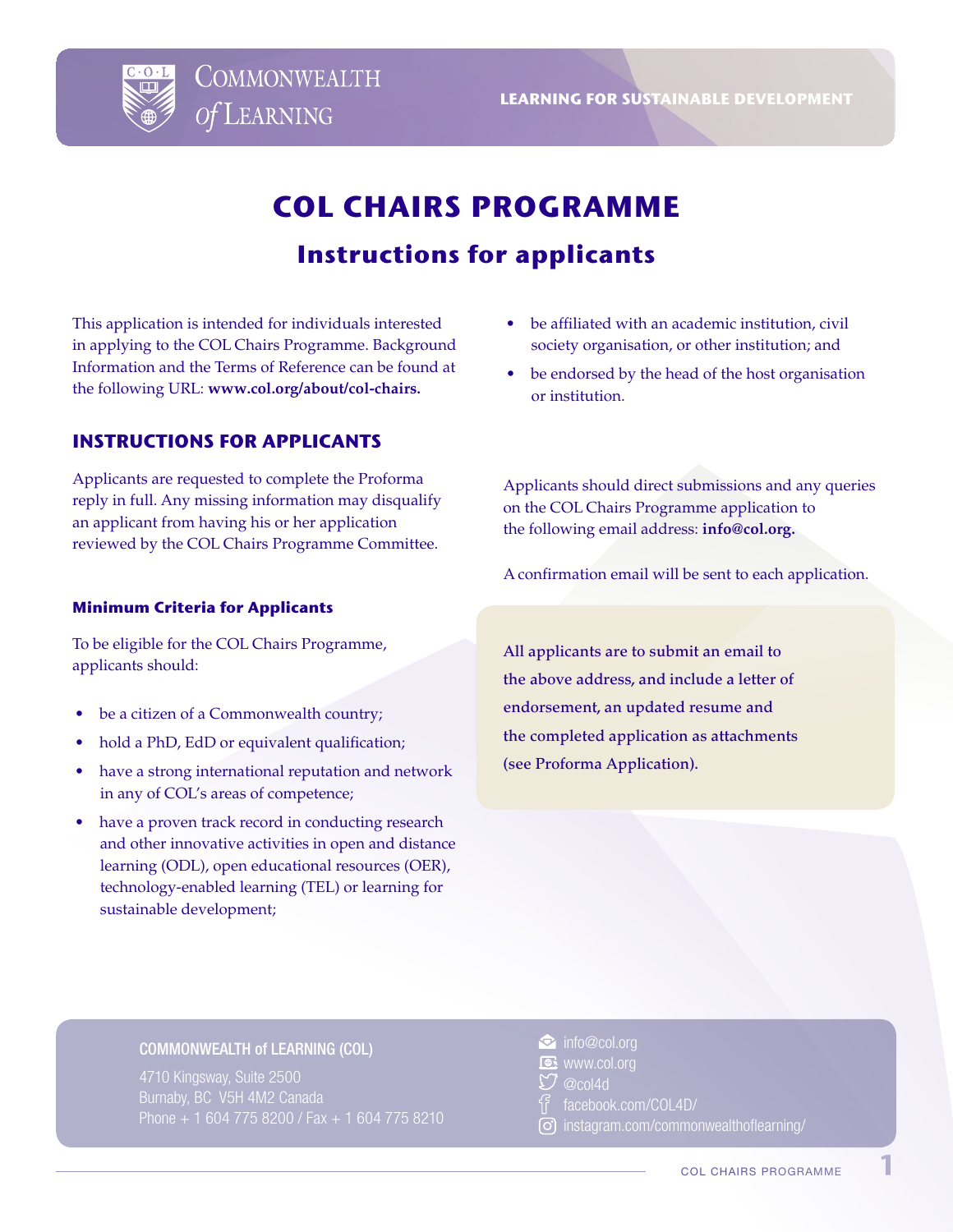COMMONWEALTH of LEARNING

LEARNING FOR SUSTAINABLE DEVELOPMENT

# COL CHAIRS PROGRAMME

## Instructions for applicants

This application is intended for individuals interested in applying to the COL Chairs Programme. Background Information and the Terms of Reference can be found at the following URL: **www.col.org/about/col-chairs.**

### INSTRUCTIONS FOR APPLICANTS

Applicants are requested to complete the Proforma reply in full. Any missing information may disqualify an applicant from having his or her application reviewed by the COL Chairs Programme Committee.

#### Minimum Criteria for Applicants

To be eligible for the COL Chairs Programme, applicants should:

- be a citizen of a Commonwealth country;
- hold a PhD, EdD or equivalent qualification;
- have a strong international reputation and network in any of COL's areas of competence;
- have a proven track record in conducting research and other innovative activities in open and distance learning (ODL), open educational resources (OER), technology-enabled learning (TEL) or learning for sustainable development;
- be affiliated with an academic institution, civil society organisation, or other institution; and
- be endorsed by the head of the host organisation or institution.

Applicants should direct submissions and any queries on the COL Chairs Programme application to the following email address: **info@col.org.**

A confirmation email will be sent to each application.

All applicants are to submit an email to the above address, and include a letter of endorsement, an updated resume and the completed application as attachments (see Proforma Application).

COMMONWEALTH of LEARNING (COL)

4710 Kingsway, Suite 2500
Burnaby, BC V5H 4M2 Canada
Phone + 1 604 775 8200 / Fax + 1 604 775 8210

info@col.org
www.col.org
@col4d
facebook.com/COL4D/
instagram.com/commonwealthoflearning/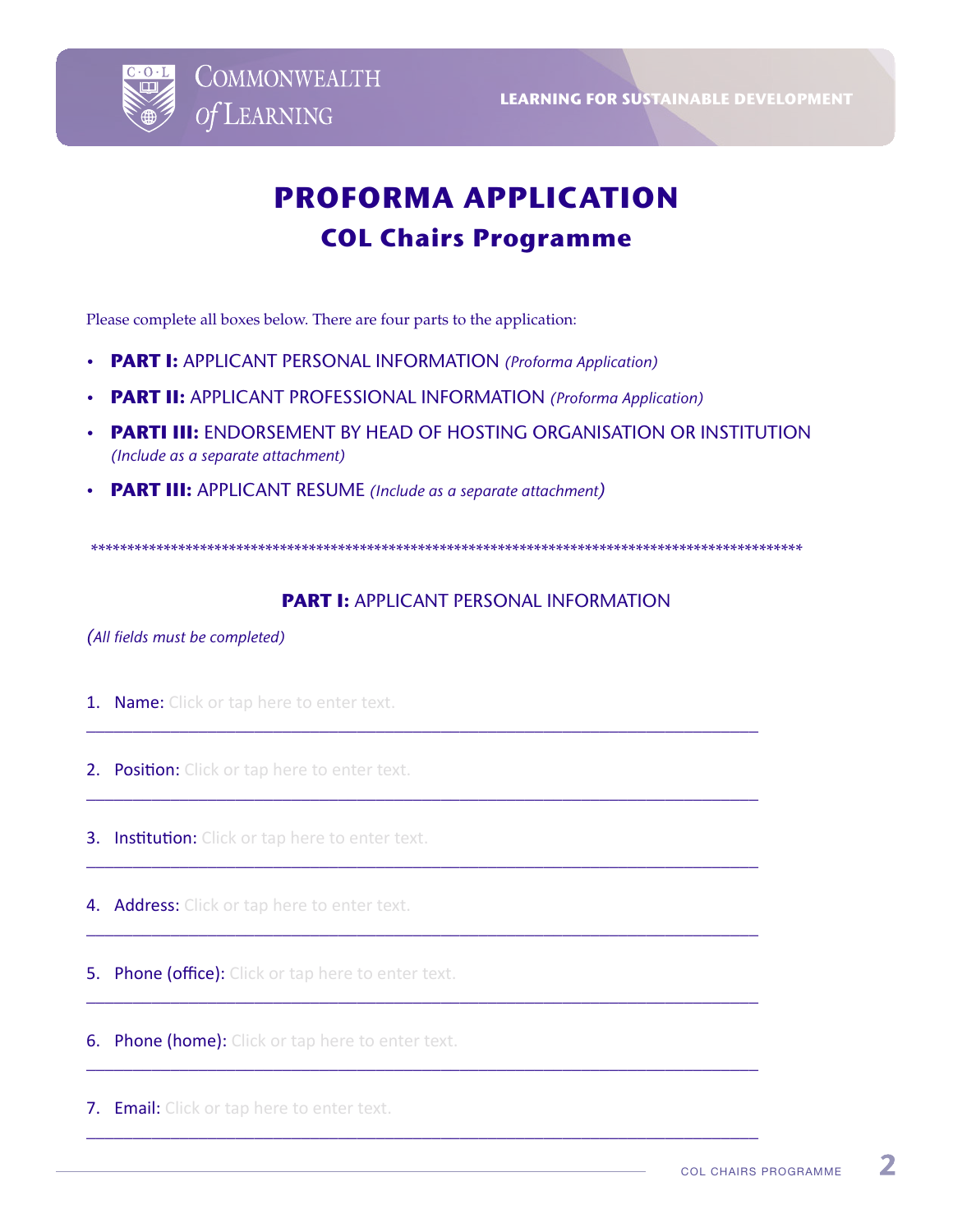# PROFORMA APPLICATION

## COL Chairs Programme

Please complete all boxes below. There are four parts to the application:

- **PART I:** APPLICANT PERSONAL INFORMATION *(Proforma Application)*
- **PART II:** APPLICANT PROFESSIONAL INFORMATION *(Proforma Application)*
- **PARTI III:** ENDORSEMENT BY HEAD OF HOSTING ORGANISATION OR INSTITUTION *(Include as a separate attachment)*
- **PART III:** APPLICANT RESUME *(Include as a separate attachment)*

**************************************************************************************************

### PART I: APPLICANT PERSONAL INFORMATION

*(All fields must be completed)*

1. Name: Click or tap here to enter text.
___________________________________________________________________________

2. Position: Click or tap here to enter text.
___________________________________________________________________________

3. Institution: Click or tap here to enter text.
___________________________________________________________________________

4. Address: Click or tap here to enter text.
___________________________________________________________________________

5. Phone (office): Click or tap here to enter text.
___________________________________________________________________________

6. Phone (home): Click or tap here to enter text.
___________________________________________________________________________

7. Email: Click or tap here to enter text.
___________________________________________________________________________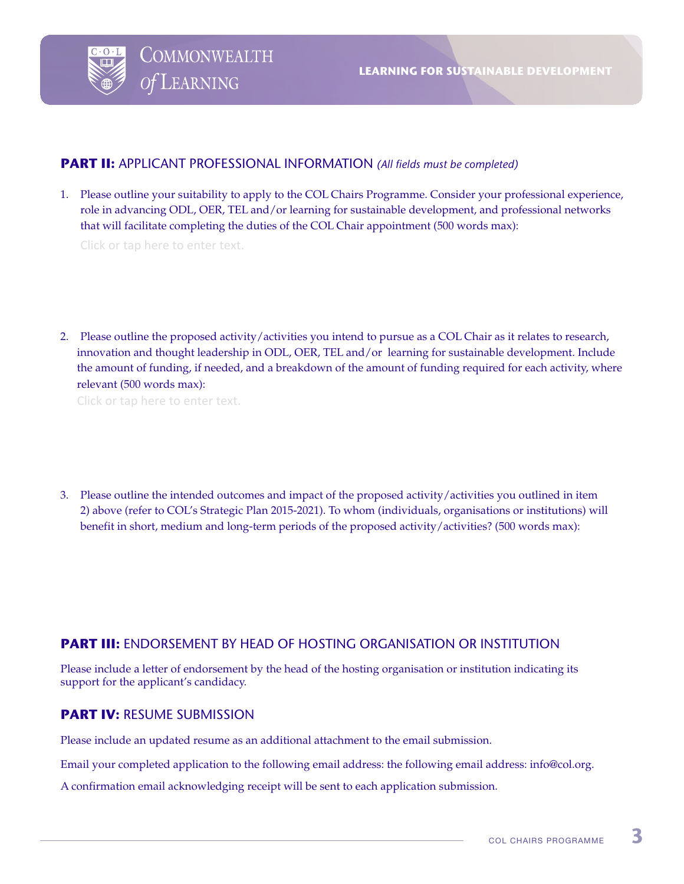## PART II: APPLICANT PROFESSIONAL INFORMATION *(All fields must be completed)*

1. Please outline your suitability to apply to the COL Chairs Programme. Consider your professional experience, role in advancing ODL, OER, TEL and/or learning for sustainable development, and professional networks that will facilitate completing the duties of the COL Chair appointment (500 words max):

   Click or tap here to enter text.

2. Please outline the proposed activity/activities you intend to pursue as a COL Chair as it relates to research, innovation and thought leadership in ODL, OER, TEL and/or learning for sustainable development. Include the amount of funding, if needed, and a breakdown of the amount of funding required for each activity, where relevant (500 words max):

   Click or tap here to enter text.

3. Please outline the intended outcomes and impact of the proposed activity/activities you outlined in item 2) above (refer to COL's Strategic Plan 2015-2021). To whom (individuals, organisations or institutions) will benefit in short, medium and long-term periods of the proposed activity/activities? (500 words max):

## PART III: ENDORSEMENT BY HEAD OF HOSTING ORGANISATION OR INSTITUTION

Please include a letter of endorsement by the head of the hosting organisation or institution indicating its support for the applicant's candidacy.

## PART IV: RESUME SUBMISSION

Please include an updated resume as an additional attachment to the email submission.

Email your completed application to the following email address: the following email address: info@col.org.

A confirmation email acknowledging receipt will be sent to each application submission.